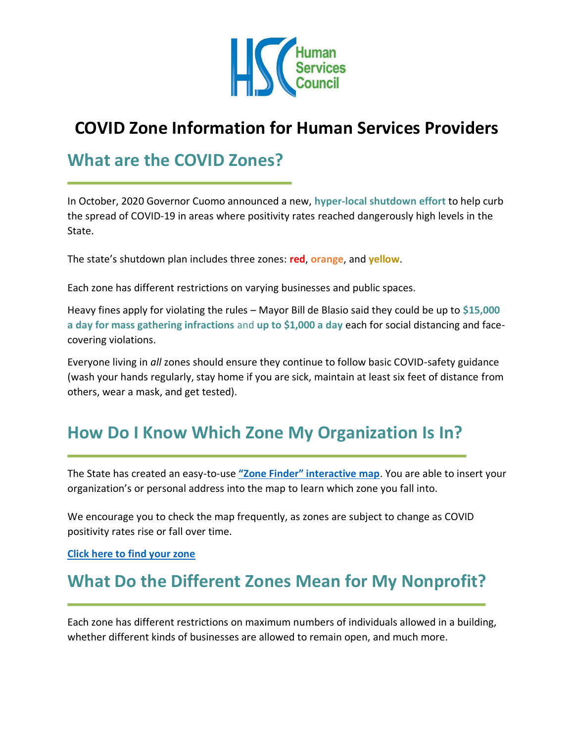# COVID Zone Information for Human Services Providers

## What are the COVID Zones?

In October, 2020 Governor Cuomo announced a new, **hyper-local shutdown effort** to help curb the spread of COVID-19 in areas where positivity rates reached dangerously high levels in the State.

The state's shutdown plan includes three zones: **red**, **orange**, and **yellow**.

Each zone has different restrictions on varying businesses and public spaces.

Heavy fines apply for violating the rules – Mayor Bill de Blasio said they could be up to **$15,000 a day for mass gathering infractions** and **up to $1,000 a day** each for social distancing and face-covering violations.

Everyone living in *all* zones should ensure they continue to follow basic COVID-safety guidance (wash your hands regularly, stay home if you are sick, maintain at least six feet of distance from others, wear a mask, and get tested).

## How Do I Know Which Zone My Organization Is In?

The State has created an easy-to-use **"Zone Finder" interactive map**. You are able to insert your organization's or personal address into the map to learn which zone you fall into.

We encourage you to check the map frequently, as zones are subject to change as COVID positivity rates rise or fall over time.

**Click here to find your zone**

## What Do the Different Zones Mean for My Nonprofit?

Each zone has different restrictions on maximum numbers of individuals allowed in a building, whether different kinds of businesses are allowed to remain open, and much more.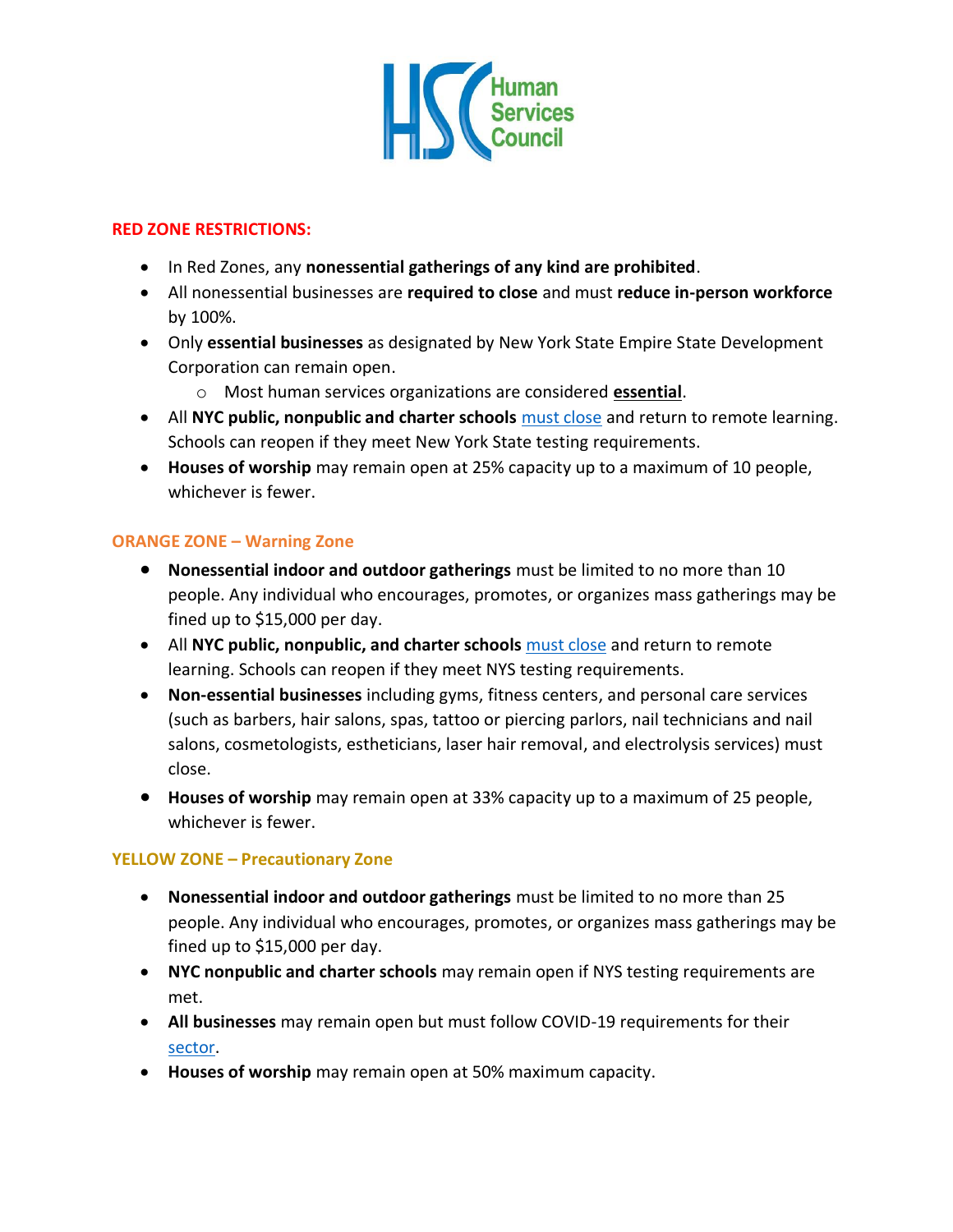## RED ZONE RESTRICTIONS:

- In Red Zones, any **nonessential gatherings of any kind are prohibited**.
- All nonessential businesses are **required to close** and must **reduce in-person workforce** by 100%.
- Only **essential businesses** as designated by New York State Empire State Development Corporation can remain open.
  - Most human services organizations are considered **essential**.
- All **NYC public, nonpublic and charter schools** must close and return to remote learning. Schools can reopen if they meet New York State testing requirements.
- **Houses of worship** may remain open at 25% capacity up to a maximum of 10 people, whichever is fewer.

## ORANGE ZONE – Warning Zone

- **Nonessential indoor and outdoor gatherings** must be limited to no more than 10 people. Any individual who encourages, promotes, or organizes mass gatherings may be fined up to $15,000 per day.
- All **NYC public, nonpublic, and charter schools** must close and return to remote learning. Schools can reopen if they meet NYS testing requirements.
- **Non-essential businesses** including gyms, fitness centers, and personal care services (such as barbers, hair salons, spas, tattoo or piercing parlors, nail technicians and nail salons, cosmetologists, estheticians, laser hair removal, and electrolysis services) must close.
- **Houses of worship** may remain open at 33% capacity up to a maximum of 25 people, whichever is fewer.

## YELLOW ZONE – Precautionary Zone

- **Nonessential indoor and outdoor gatherings** must be limited to no more than 25 people. Any individual who encourages, promotes, or organizes mass gatherings may be fined up to $15,000 per day.
- **NYC nonpublic and charter schools** may remain open if NYS testing requirements are met.
- **All businesses** may remain open but must follow COVID-19 requirements for their sector.
- **Houses of worship** may remain open at 50% maximum capacity.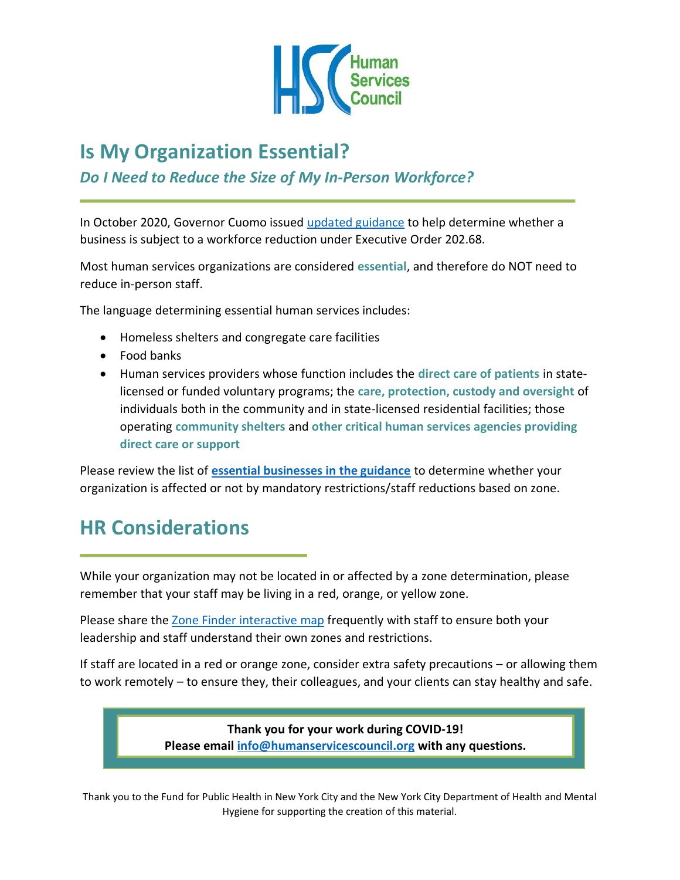# Is My Organization Essential?

## *Do I Need to Reduce the Size of My In-Person Workforce?*

In October 2020, Governor Cuomo issued updated guidance to help determine whether a business is subject to a workforce reduction under Executive Order 202.68.

Most human services organizations are considered **essential**, and therefore do NOT need to reduce in-person staff.

The language determining essential human services includes:

- Homeless shelters and congregate care facilities
- Food banks
- Human services providers whose function includes the **direct care of patients** in state-licensed or funded voluntary programs; the **care, protection, custody and oversight** of individuals both in the community and in state-licensed residential facilities; those operating **community shelters** and **other critical human services agencies providing direct care or support**

Please review the list of **essential businesses in the guidance** to determine whether your organization is affected or not by mandatory restrictions/staff reductions based on zone.

# HR Considerations

While your organization may not be located in or affected by a zone determination, please remember that your staff may be living in a red, orange, or yellow zone.

Please share the Zone Finder interactive map frequently with staff to ensure both your leadership and staff understand their own zones and restrictions.

If staff are located in a red or orange zone, consider extra safety precautions – or allowing them to work remotely – to ensure they, their colleagues, and your clients can stay healthy and safe.

**Thank you for your work during COVID-19!**
**Please email info@humanservicescouncil.org with any questions.**

Thank you to the Fund for Public Health in New York City and the New York City Department of Health and Mental Hygiene for supporting the creation of this material.